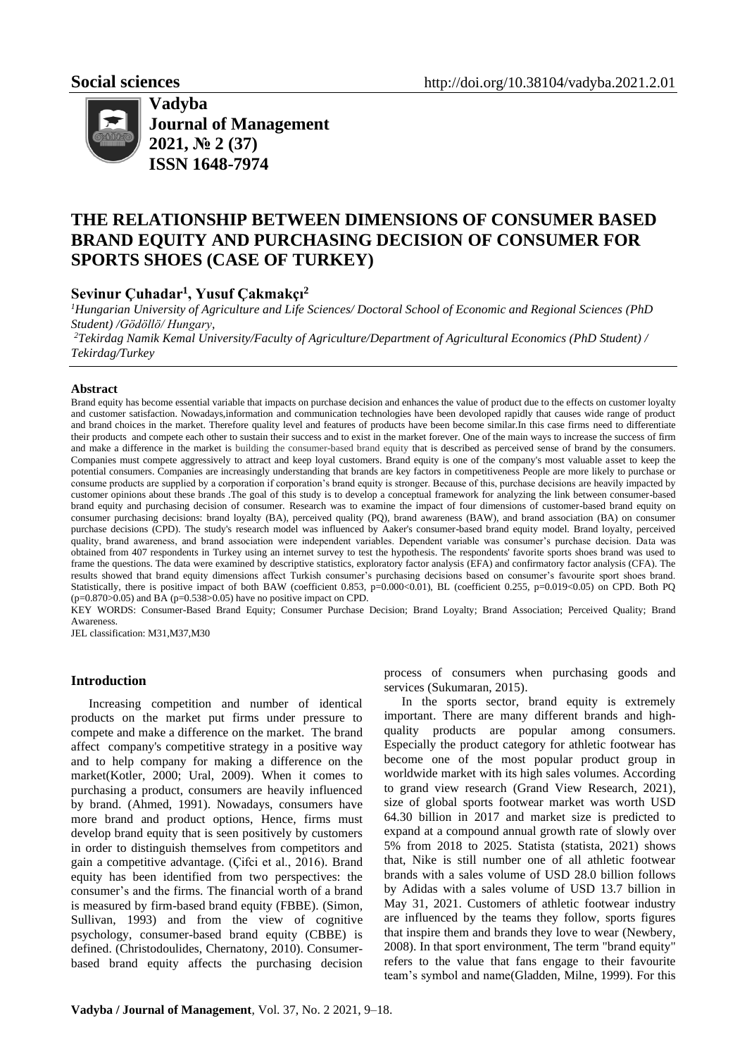**Social sciences** http://doi.org/10.38104/vadyba.2021.2.01

**Vadyba**
**Journal of Management**
**2021, № 2 (37)**
**ISSN 1648-7974**

# THE RELATIONSHIP BETWEEN DIMENSIONS OF CONSUMER BASED BRAND EQUITY AND PURCHASING DECISION OF CONSUMER FOR SPORTS SHOES (CASE OF TURKEY)

## Sevinur Çuhadar[1], Yusuf Çakmakçı[2]

[1]*Hungarian University of Agriculture and Life Sciences/ Doctoral School of Economic and Regional Sciences (PhD Student) /Gödöllö/ Hungary,*

[2]*Tekirdag Namik Kemal University/Faculty of Agriculture/Department of Agricultural Economics (PhD Student) / Tekirdag/Turkey*

### Abstract

Brand equity has become essential variable that impacts on purchase decision and enhances the value of product due to the effects on customer loyalty and customer satisfaction. Nowadays,information and communication technologies have been devoloped rapidly that causes wide range of product and brand choices in the market. Therefore quality level and features of products have been become similar.In this case firms need to differentiate their products and compete each other to sustain their success and to exist in the market forever. One of the main ways to increase the success of firm and make a difference in the market is building the consumer-based brand equity that is described as perceived sense of brand by the consumers. Companies must compete aggressively to attract and keep loyal customers. Brand equity is one of the company's most valuable asset to keep the potential consumers. Companies are increasingly understanding that brands are key factors in competitiveness People are more likely to purchase or consume products are supplied by a corporation if corporation's brand equity is stronger. Because of this, purchase decisions are heavily impacted by customer opinions about these brands .The goal of this study is to develop a conceptual framework for analyzing the link between consumer-based brand equity and purchasing decision of consumer. Research was to examine the impact of four dimensions of customer-based brand equity on consumer purchasing decisions: brand loyalty (BA), perceived quality (PQ), brand awareness (BAW), and brand association (BA) on consumer purchase decisions (CPD). The study's research model was influenced by Aaker's consumer-based brand equity model. Brand loyalty, perceived quality, brand awareness, and brand association were independent variables. Dependent variable was consumer's purchase decision. Data was obtained from 407 respondents in Turkey using an internet survey to test the hypothesis. The respondents' favorite sports shoes brand was used to frame the questions. The data were examined by descriptive statistics, exploratory factor analysis (EFA) and confirmatory factor analysis (CFA). The results showed that brand equity dimensions affect Turkish consumer's purchasing decisions based on consumer's favourite sport shoes brand. Statistically, there is positive impact of both BAW (coefficient 0.853, $p=0.000<0.01$), BL (coefficient 0.255, $p=0.019<0.05$) on CPD. Both PQ ($p=0.870>0.05$) and BA ($p=0.538>0.05$) have no positive impact on CPD.

KEY WORDS: Consumer-Based Brand Equity; Consumer Purchase Decision; Brand Loyalty; Brand Association; Perceived Quality; Brand Awareness.

JEL classification: M31,M37,M30

### Introduction

Increasing competition and number of identical products on the market put firms under pressure to compete and make a difference on the market. The brand affect company's competitive strategy in a positive way and to help company for making a difference on the market(Kotler, 2000; Ural, 2009). When it comes to purchasing a product, consumers are heavily influenced by brand. (Ahmed, 1991). Nowadays, consumers have more brand and product options, Hence, firms must develop brand equity that is seen positively by customers in order to distinguish themselves from competitors and gain a competitive advantage. (Çifci et al., 2016). Brand equity has been identified from two perspectives: the consumer's and the firms. The financial worth of a brand is measured by firm-based brand equity (FBBE). (Simon, Sullivan, 1993) and from the view of cognitive psychology, consumer-based brand equity (CBBE) is defined. (Christodoulides, Chernatony, 2010). Consumer-based brand equity affects the purchasing decision process of consumers when purchasing goods and services (Sukumaran, 2015).

In the sports sector, brand equity is extremely important. There are many different brands and high-quality products are popular among consumers. Especially the product category for athletic footwear has become one of the most popular product group in worldwide market with its high sales volumes. According to grand view research (Grand View Research, 2021), size of global sports footwear market was worth USD 64.30 billion in 2017 and market size is predicted to expand at a compound annual growth rate of slowly over 5% from 2018 to 2025. Statista (statista, 2021) shows that, Nike is still number one of all athletic footwear brands with a sales volume of USD 28.0 billion follows by Adidas with a sales volume of USD 13.7 billion in May 31, 2021. Customers of athletic footwear industry are influenced by the teams they follow, sports figures that inspire them and brands they love to wear (Newbery, 2008). In that sport environment, The term "brand equity" refers to the value that fans engage to their favourite team's symbol and name(Gladden, Milne, 1999). For this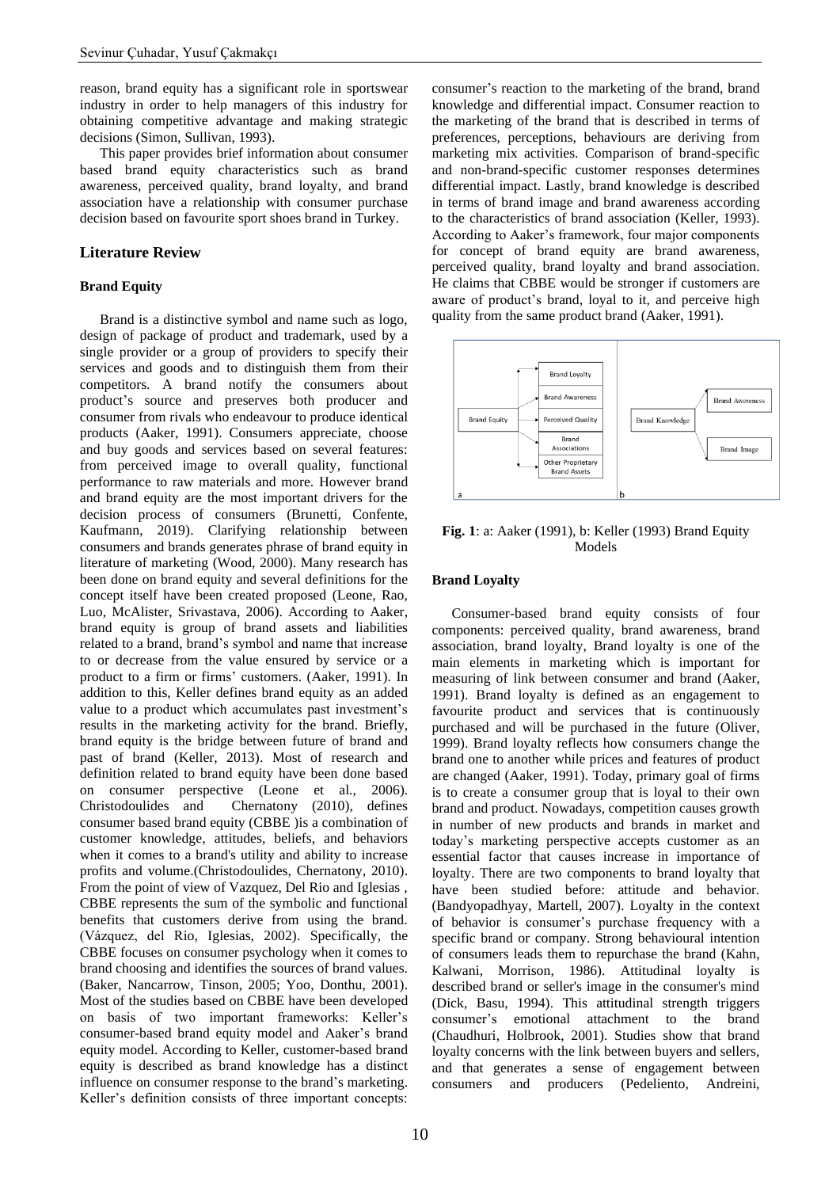reason, brand equity has a significant role in sportswear industry in order to help managers of this industry for obtaining competitive advantage and making strategic decisions (Simon, Sullivan, 1993).

This paper provides brief information about consumer based brand equity characteristics such as brand awareness, perceived quality, brand loyalty, and brand association have a relationship with consumer purchase decision based on favourite sport shoes brand in Turkey.

## Literature Review

### Brand Equity

Brand is a distinctive symbol and name such as logo, design of package of product and trademark, used by a single provider or a group of providers to specify their services and goods and to distinguish them from their competitors. A brand notify the consumers about product's source and preserves both producer and consumer from rivals who endeavour to produce identical products (Aaker, 1991). Consumers appreciate, choose and buy goods and services based on several features: from perceived image to overall quality, functional performance to raw materials and more. However brand and brand equity are the most important drivers for the decision process of consumers (Brunetti, Confente, Kaufmann, 2019). Clarifying relationship between consumers and brands generates phrase of brand equity in literature of marketing (Wood, 2000). Many research has been done on brand equity and several definitions for the concept itself have been created proposed (Leone, Rao, Luo, McAlister, Srivastava, 2006). According to Aaker, brand equity is group of brand assets and liabilities related to a brand, brand's symbol and name that increase to or decrease from the value ensured by service or a product to a firm or firms' customers. (Aaker, 1991). In addition to this, Keller defines brand equity as an added value to a product which accumulates past investment's results in the marketing activity for the brand. Briefly, brand equity is the bridge between future of brand and past of brand (Keller, 2013). Most of research and definition related to brand equity have been done based on consumer perspective (Leone et al., 2006). Christodoulides and Chernatony (2010), defines consumer based brand equity (CBBE )is a combination of customer knowledge, attitudes, beliefs, and behaviors when it comes to a brand's utility and ability to increase profits and volume.(Christodoulides, Chernatony, 2010). From the point of view of Vazquez, Del Rio and Iglesias , CBBE represents the sum of the symbolic and functional benefits that customers derive from using the brand. (Vázquez, del Rio, Iglesias, 2002). Specifically, the CBBE focuses on consumer psychology when it comes to brand choosing and identifies the sources of brand values. (Baker, Nancarrow, Tinson, 2005; Yoo, Donthu, 2001). Most of the studies based on CBBE have been developed on basis of two important frameworks: Keller's consumer-based brand equity model and Aaker's brand equity model. According to Keller, customer-based brand equity is described as brand knowledge has a distinct influence on consumer response to the brand's marketing. Keller's definition consists of three important concepts: consumer's reaction to the marketing of the brand, brand knowledge and differential impact. Consumer reaction to the marketing of the brand that is described in terms of preferences, perceptions, behaviours are deriving from marketing mix activities. Comparison of brand-specific and non-brand-specific customer responses determines differential impact. Lastly, brand knowledge is described in terms of brand image and brand awareness according to the characteristics of brand association (Keller, 1993). According to Aaker's framework, four major components for concept of brand equity are brand awareness, perceived quality, brand loyalty and brand association. He claims that CBBE would be stronger if customers are aware of product's brand, loyal to it, and perceive high quality from the same product brand (Aaker, 1991).

**Fig. 1**: a: Aaker (1991), b: Keller (1993) Brand Equity Models

### Brand Loyalty

Consumer-based brand equity consists of four components: perceived quality, brand awareness, brand association, brand loyalty, Brand loyalty is one of the main elements in marketing which is important for measuring of link between consumer and brand (Aaker, 1991). Brand loyalty is defined as an engagement to favourite product and services that is continuously purchased and will be purchased in the future (Oliver, 1999). Brand loyalty reflects how consumers change the brand one to another while prices and features of product are changed (Aaker, 1991). Today, primary goal of firms is to create a consumer group that is loyal to their own brand and product. Nowadays, competition causes growth in number of new products and brands in market and today's marketing perspective accepts customer as an essential factor that causes increase in importance of loyalty. There are two components to brand loyalty that have been studied before: attitude and behavior. (Bandyopadhyay, Martell, 2007). Loyalty in the context of behavior is consumer's purchase frequency with a specific brand or company. Strong behavioural intention of consumers leads them to repurchase the brand (Kahn, Kalwani, Morrison, 1986). Attitudinal loyalty is described brand or seller's image in the consumer's mind (Dick, Basu, 1994). This attitudinal strength triggers consumer's emotional attachment to the brand (Chaudhuri, Holbrook, 2001). Studies show that brand loyalty concerns with the link between buyers and sellers, and that generates a sense of engagement between consumers and producers (Pedeliento, Andreini,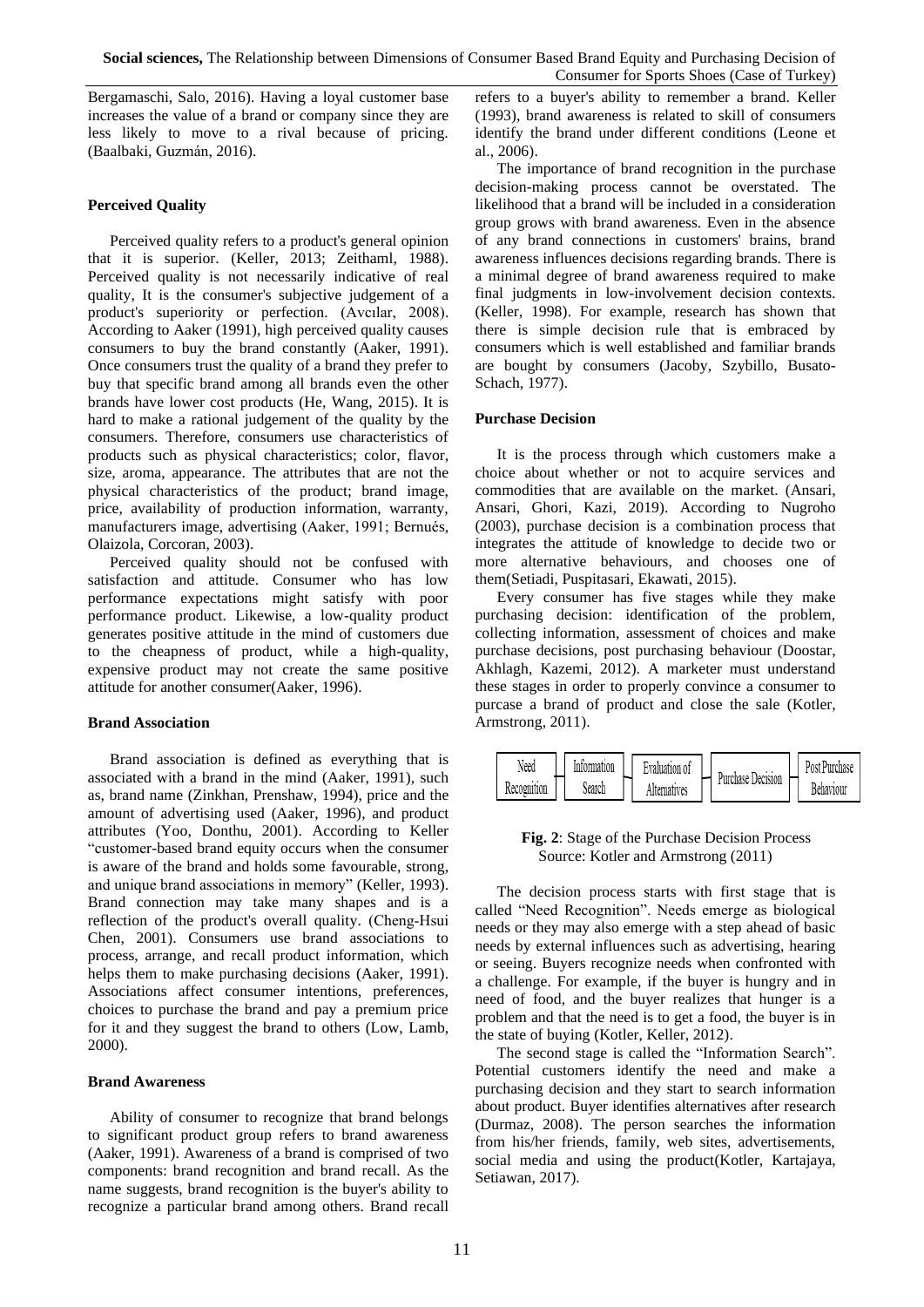Bergamaschi, Salo, 2016). Having a loyal customer base increases the value of a brand or company since they are less likely to move to a rival because of pricing. (Baalbaki, Guzmán, 2016).

### Perceived Quality

Perceived quality refers to a product's general opinion that it is superior. (Keller, 2013; Zeithaml, 1988). Perceived quality is not necessarily indicative of real quality, It is the consumer's subjective judgement of a product's superiority or perfection. (Avcılar, 2008). According to Aaker (1991), high perceived quality causes consumers to buy the brand constantly (Aaker, 1991). Once consumers trust the quality of a brand they prefer to buy that specific brand among all brands even the other brands have lower cost products (He, Wang, 2015). It is hard to make a rational judgement of the quality by the consumers. Therefore, consumers use characteristics of products such as physical characteristics; color, flavor, size, aroma, appearance. The attributes that are not the physical characteristics of the product; brand image, price, availability of production information, warranty, manufacturers image, advertising (Aaker, 1991; Bernués, Olaizola, Corcoran, 2003).

Perceived quality should not be confused with satisfaction and attitude. Consumer who has low performance expectations might satisfy with poor performance product. Likewise, a low-quality product generates positive attitude in the mind of customers due to the cheapness of product, while a high-quality, expensive product may not create the same positive attitude for another consumer(Aaker, 1996).

### Brand Association

Brand association is defined as everything that is associated with a brand in the mind (Aaker, 1991), such as, brand name (Zinkhan, Prenshaw, 1994), price and the amount of advertising used (Aaker, 1996), and product attributes (Yoo, Donthu, 2001). According to Keller "customer-based brand equity occurs when the consumer is aware of the brand and holds some favourable, strong, and unique brand associations in memory" (Keller, 1993). Brand connection may take many shapes and is a reflection of the product's overall quality. (Cheng-Hsui Chen, 2001). Consumers use brand associations to process, arrange, and recall product information, which helps them to make purchasing decisions (Aaker, 1991). Associations affect consumer intentions, preferences, choices to purchase the brand and pay a premium price for it and they suggest the brand to others (Low, Lamb, 2000).

### Brand Awareness

Ability of consumer to recognize that brand belongs to significant product group refers to brand awareness (Aaker, 1991). Awareness of a brand is comprised of two components: brand recognition and brand recall. As the name suggests, brand recognition is the buyer's ability to recognize a particular brand among others. Brand recall refers to a buyer's ability to remember a brand. Keller (1993), brand awareness is related to skill of consumers identify the brand under different conditions (Leone et al., 2006).

The importance of brand recognition in the purchase decision-making process cannot be overstated. The likelihood that a brand will be included in a consideration group grows with brand awareness. Even in the absence of any brand connections in customers' brains, brand awareness influences decisions regarding brands. There is a minimal degree of brand awareness required to make final judgments in low-involvement decision contexts. (Keller, 1998). For example, research has shown that there is simple decision rule that is embraced by consumers which is well established and familiar brands are bought by consumers (Jacoby, Szybillo, Busato-Schach, 1977).

### Purchase Decision

It is the process through which customers make a choice about whether or not to acquire services and commodities that are available on the market. (Ansari, Ansari, Ghori, Kazi, 2019). According to Nugroho (2003), purchase decision is a combination process that integrates the attitude of knowledge to decide two or more alternative behaviours, and chooses one of them(Setiadi, Puspitasari, Ekawati, 2015).

Every consumer has five stages while they make purchasing decision: identification of the problem, collecting information, assessment of choices and make purchase decisions, post purchasing behaviour (Doostar, Akhlagh, Kazemi, 2012). A marketer must understand these stages in order to properly convince a consumer to purcase a brand of product and close the sale (Kotler, Armstrong, 2011).

Need Recognition → Information Search → Evaluation of Alternatives → Purchase Decision → Post Purchase Behaviour

**Fig. 2**: Stage of the Purchase Decision Process
Source: Kotler and Armstrong (2011)

The decision process starts with first stage that is called "Need Recognition". Needs emerge as biological needs or they may also emerge with a step ahead of basic needs by external influences such as advertising, hearing or seeing. Buyers recognize needs when confronted with a challenge. For example, if the buyer is hungry and in need of food, and the buyer realizes that hunger is a problem and that the need is to get a food, the buyer is in the state of buying (Kotler, Keller, 2012).

The second stage is called the "Information Search". Potential customers identify the need and make a purchasing decision and they start to search information about product. Buyer identifies alternatives after research (Durmaz, 2008). The person searches the information from his/her friends, family, web sites, advertisements, social media and using the product(Kotler, Kartajaya, Setiawan, 2017).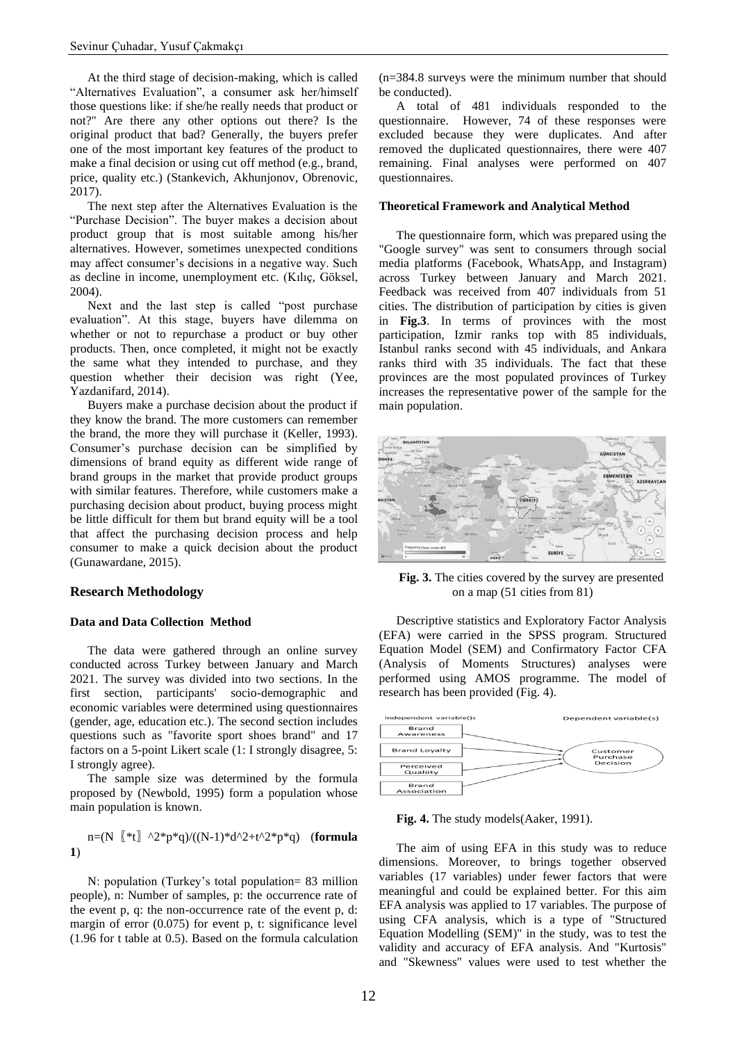At the third stage of decision-making, which is called "Alternatives Evaluation", a consumer ask her/himself those questions like: if she/he really needs that product or not?" Are there any other options out there? Is the original product that bad? Generally, the buyers prefer one of the most important key features of the product to make a final decision or using cut off method (e.g., brand, price, quality etc.) (Stankevich, Akhunjonov, Obrenovic, 2017).

The next step after the Alternatives Evaluation is the "Purchase Decision". The buyer makes a decision about product group that is most suitable among his/her alternatives. However, sometimes unexpected conditions may affect consumer's decisions in a negative way. Such as decline in income, unemployment etc. (Kılıç, Göksel, 2004).

Next and the last step is called "post purchase evaluation". At this stage, buyers have dilemma on whether or not to repurchase a product or buy other products. Then, once completed, it might not be exactly the same what they intended to purchase, and they question whether their decision was right (Yee, Yazdanifard, 2014).

Buyers make a purchase decision about the product if they know the brand. The more customers can remember the brand, the more they will purchase it (Keller, 1993). Consumer's purchase decision can be simplified by dimensions of brand equity as different wide range of brand groups in the market that provide product groups with similar features. Therefore, while customers make a purchasing decision about product, buying process might be little difficult for them but brand equity will be a tool that affect the purchasing decision process and help consumer to make a quick decision about the product (Gunawardane, 2015).

## Research Methodology

### Data and Data Collection Method

The data were gathered through an online survey conducted across Turkey between January and March 2021. The survey was divided into two sections. In the first section, participants' socio-demographic and economic variables were determined using questionnaires (gender, age, education etc.). The second section includes questions such as "favorite sport shoes brand" and 17 factors on a 5-point Likert scale (1: I strongly disagree, 5: I strongly agree).

The sample size was determined by the formula proposed by (Newbold, 1995) form a population whose main population is known.

$$n=(N*t)^2*p*q)/((N-1)*d^2+t^2*p*q) \quad \textbf{(formula 1)}$$

N: population (Turkey's total population= 83 million people), n: Number of samples, p: the occurrence rate of the event p, q: the non-occurrence rate of the event p, d: margin of error (0.075) for event p, t: significance level (1.96 for t table at 0.5). Based on the formula calculation (n=384.8 surveys were the minimum number that should be conducted).

A total of 481 individuals responded to the questionnaire. However, 74 of these responses were excluded because they were duplicates. And after removed the duplicated questionnaires, there were 407 remaining. Final analyses were performed on 407 questionnaires.

### Theoretical Framework and Analytical Method

The questionnaire form, which was prepared using the "Google survey" was sent to consumers through social media platforms (Facebook, WhatsApp, and Instagram) across Turkey between January and March 2021. Feedback was received from 407 individuals from 51 cities. The distribution of participation by cities is given in **Fig.3**. In terms of provinces with the most participation, Izmir ranks top with 85 individuals, Istanbul ranks second with 45 individuals, and Ankara ranks third with 35 individuals. The fact that these provinces are the most populated provinces of Turkey increases the representative power of the sample for the main population.

**Fig. 3.** The cities covered by the survey are presented on a map (51 cities from 81)

Descriptive statistics and Exploratory Factor Analysis (EFA) were carried in the SPSS program. Structured Equation Model (SEM) and Confirmatory Factor CFA (Analysis of Moments Structures) analyses were performed using AMOS programme. The model of research has been provided (Fig. 4).

**Fig. 4.** The study models(Aaker, 1991).

The aim of using EFA in this study was to reduce dimensions. Moreover, to brings together observed variables (17 variables) under fewer factors that were meaningful and could be explained better. For this aim EFA analysis was applied to 17 variables. The purpose of using CFA analysis, which is a type of "Structured Equation Modelling (SEM)" in the study, was to test the validity and accuracy of EFA analysis. And "Kurtosis" and "Skewness" values were used to test whether the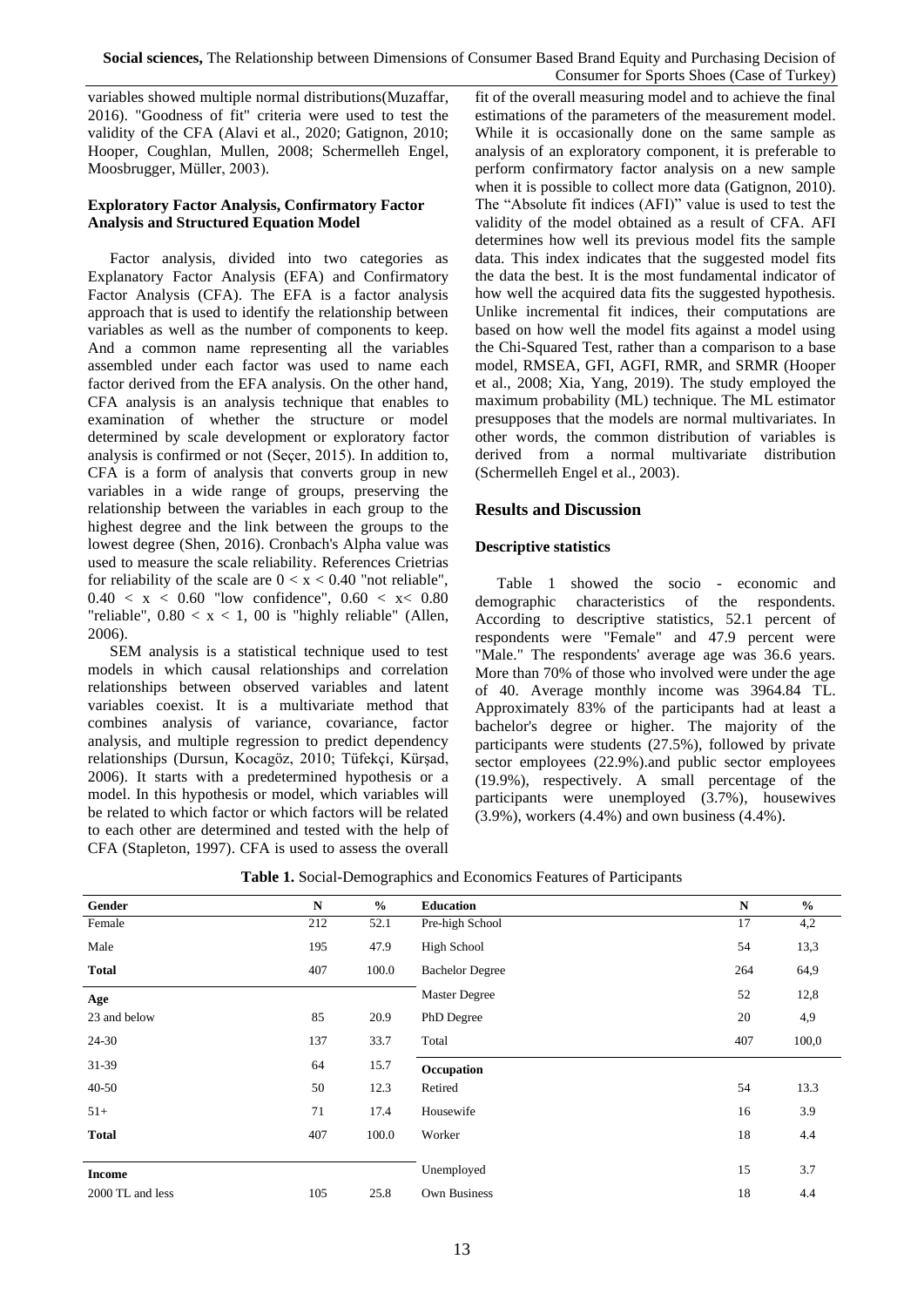variables showed multiple normal distributions(Muzaffar, 2016). "Goodness of fit" criteria were used to test the validity of the CFA (Alavi et al., 2020; Gatignon, 2010; Hooper, Coughlan, Mullen, 2008; Schermelleh Engel, Moosbrugger, Müller, 2003).

**Exploratory Factor Analysis, Confirmatory Factor Analysis and Structured Equation Model**

Factor analysis, divided into two categories as Explanatory Factor Analysis (EFA) and Confirmatory Factor Analysis (CFA). The EFA is a factor analysis approach that is used to identify the relationship between variables as well as the number of components to keep. And a common name representing all the variables assembled under each factor was used to name each factor derived from the EFA analysis. On the other hand, CFA analysis is an analysis technique that enables to examination of whether the structure or model determined by scale development or exploratory factor analysis is confirmed or not (Seçer, 2015). In addition to, CFA is a form of analysis that converts group in new variables in a wide range of groups, preserving the relationship between the variables in each group to the highest degree and the link between the groups to the lowest degree (Shen, 2016). Cronbach's Alpha value was used to measure the scale reliability. References Crietrias for reliability of the scale are $0 < x < 0.40$ "not reliable", $0.40 < x < 0.60$ "low confidence", $0.60 < x < 0.80$ "reliable", $0.80 < x < 1, 00$ is "highly reliable" (Allen, 2006).

SEM analysis is a statistical technique used to test models in which causal relationships and correlation relationships between observed variables and latent variables coexist. It is a multivariate method that combines analysis of variance, covariance, factor analysis, and multiple regression to predict dependency relationships (Dursun, Kocagöz, 2010; Tüfekçi, Kürşad, 2006). It starts with a predetermined hypothesis or a model. In this hypothesis or model, which variables will be related to which factor or which factors will be related to each other are determined and tested with the help of CFA (Stapleton, 1997). CFA is used to assess the overall fit of the overall measuring model and to achieve the final estimations of the parameters of the measurement model. While it is occasionally done on the same sample as analysis of an exploratory component, it is preferable to perform confirmatory factor analysis on a new sample when it is possible to collect more data (Gatignon, 2010). The "Absolute fit indices (AFI)" value is used to test the validity of the model obtained as a result of CFA. AFI determines how well its previous model fits the sample data. This index indicates that the suggested model fits the data the best. It is the most fundamental indicator of how well the acquired data fits the suggested hypothesis. Unlike incremental fit indices, their computations are based on how well the model fits against a model using the Chi-Squared Test, rather than a comparison to a base model, RMSEA, GFI, AGFI, RMR, and SRMR (Hooper et al., 2008; Xia, Yang, 2019). The study employed the maximum probability (ML) technique. The ML estimator presupposes that the models are normal multivariates. In other words, the common distribution of variables is derived from a normal multivariate distribution (Schermelleh Engel et al., 2003).

## Results and Discussion

### Descriptive statistics

Table 1 showed the socio - economic and demographic characteristics of the respondents. According to descriptive statistics, 52.1 percent of respondents were "Female" and 47.9 percent were "Male." The respondents' average age was 36.6 years. More than 70% of those who involved were under the age of 40. Average monthly income was 3964.84 TL. Approximately 83% of the participants had at least a bachelor's degree or higher. The majority of the participants were students (27.5%), followed by private sector employees (22.9%).and public sector employees (19.9%), respectively. A small percentage of the participants were unemployed (3.7%), housewives (3.9%), workers (4.4%) and own business (4.4%).

**Table 1.** Social-Demographics and Economics Features of Participants

| Gender | N | % | Education | N | % |
|---|---|---|---|---|---|
| Female | 212 | 52.1 | Pre-high School | 17 | 4,2 |
| Male | 195 | 47.9 | High School | 54 | 13,3 |
| **Total** | 407 | 100.0 | Bachelor Degree | 264 | 64,9 |
| **Age** | | | Master Degree | 52 | 12,8 |
| 23 and below | 85 | 20.9 | PhD Degree | 20 | 4,9 |
| 24-30 | 137 | 33.7 | Total | 407 | 100,0 |
| 31-39 | 64 | 15.7 | **Occupation** | | |
| 40-50 | 50 | 12.3 | Retired | 54 | 13.3 |
| 51+ | 71 | 17.4 | Housewife | 16 | 3.9 |
| **Total** | 407 | 100.0 | Worker | 18 | 4.4 |
| **Income** | | | Unemployed | 15 | 3.7 |
| 2000 TL and less | 105 | 25.8 | Own Business | 18 | 4.4 |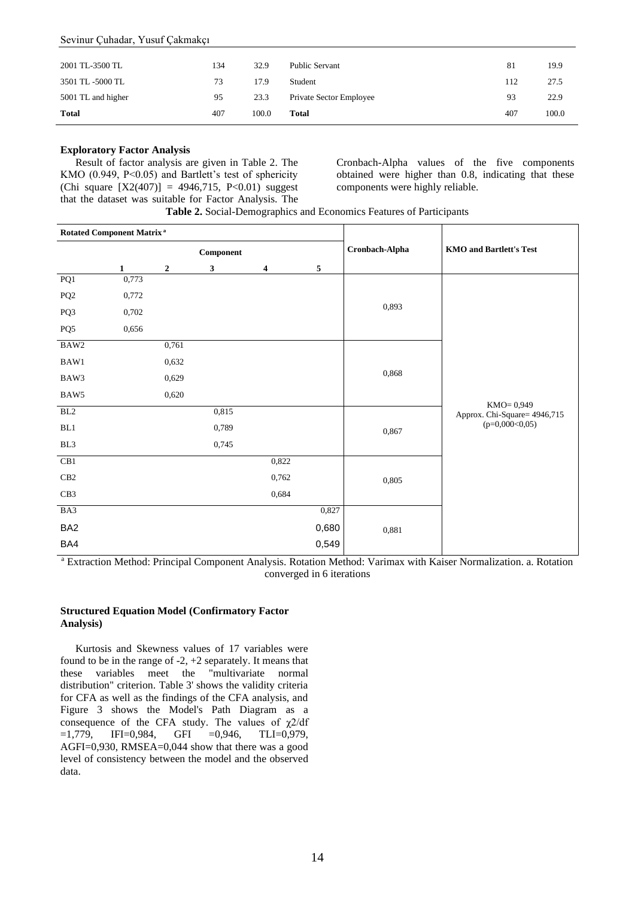| 2001 TL-3500 TL | 134 | 32.9 | Public Servant | 81 | 19.9 |
|---|---|---|---|---|---|
| 3501 TL -5000 TL | 73 | 17.9 | Student | 112 | 27.5 |
| 5001 TL and higher | 95 | 23.3 | Private Sector Employee | 93 | 22.9 |
| **Total** | 407 | 100.0 | **Total** | 407 | 100.0 |

### Exploratory Factor Analysis

Result of factor analysis are given in Table 2. The KMO (0.949, P<0.05) and Bartlett's test of sphericity (Chi square [X2(407)] = 4946,715, P<0.01) suggest that the dataset was suitable for Factor Analysis. The Cronbach-Alpha values of the five components obtained were higher than 0.8, indicating that these components were highly reliable.

**Table 2.** Social-Demographics and Economics Features of Participants

| **Rotated Component Matrix** [a] | | | | | | | |
|---|---|---|---|---|---|---|---|
| | **Component** | | | | | **Cronbach-Alpha** | **KMO and Bartlett's Test** |
| | **1** | **2** | **3** | **4** | **5** | | |
| PQ1 | 0,773 | | | | | 0,893 | KMO= 0,949 Approx. Chi-Square= 4946,715 (p=0,000<0,05) |
| PQ2 | 0,772 | | | | | | |
| PQ3 | 0,702 | | | | | | |
| PQ5 | 0,656 | | | | | | |
| BAW2 | | 0,761 | | | | 0,868 | |
| BAW1 | | 0,632 | | | | | |
| BAW3 | | 0,629 | | | | | |
| BAW5 | | 0,620 | | | | | |
| BL2 | | | 0,815 | | | 0,867 | |
| BL1 | | | 0,789 | | | | |
| BL3 | | | 0,745 | | | | |
| CB1 | | | | 0,822 | | 0,805 | |
| CB2 | | | | 0,762 | | | |
| CB3 | | | | 0,684 | | | |
| BA3 | | | | | 0,827 | 0,881 | |
| BA2 | | | | | 0,680 | | |
| BA4 | | | | | 0,549 | | |

[a] Extraction Method: Principal Component Analysis. Rotation Method: Varimax with Kaiser Normalization. a. Rotation converged in 6 iterations

### Structured Equation Model (Confirmatory Factor Analysis)

Kurtosis and Skewness values of 17 variables were found to be in the range of -2, +2 separately. It means that these variables meet the "multivariate normal distribution" criterion. Table 3' shows the validity criteria for CFA as well as the findings of the CFA analysis, and Figure 3 shows the Model's Path Diagram as a consequence of the CFA study. The values of $\chi 2$/df =1,779, IFI=0,984, GFI =0,946, TLI=0,979, AGFI=0,930, RMSEA=0,044 show that there was a good level of consistency between the model and the observed data.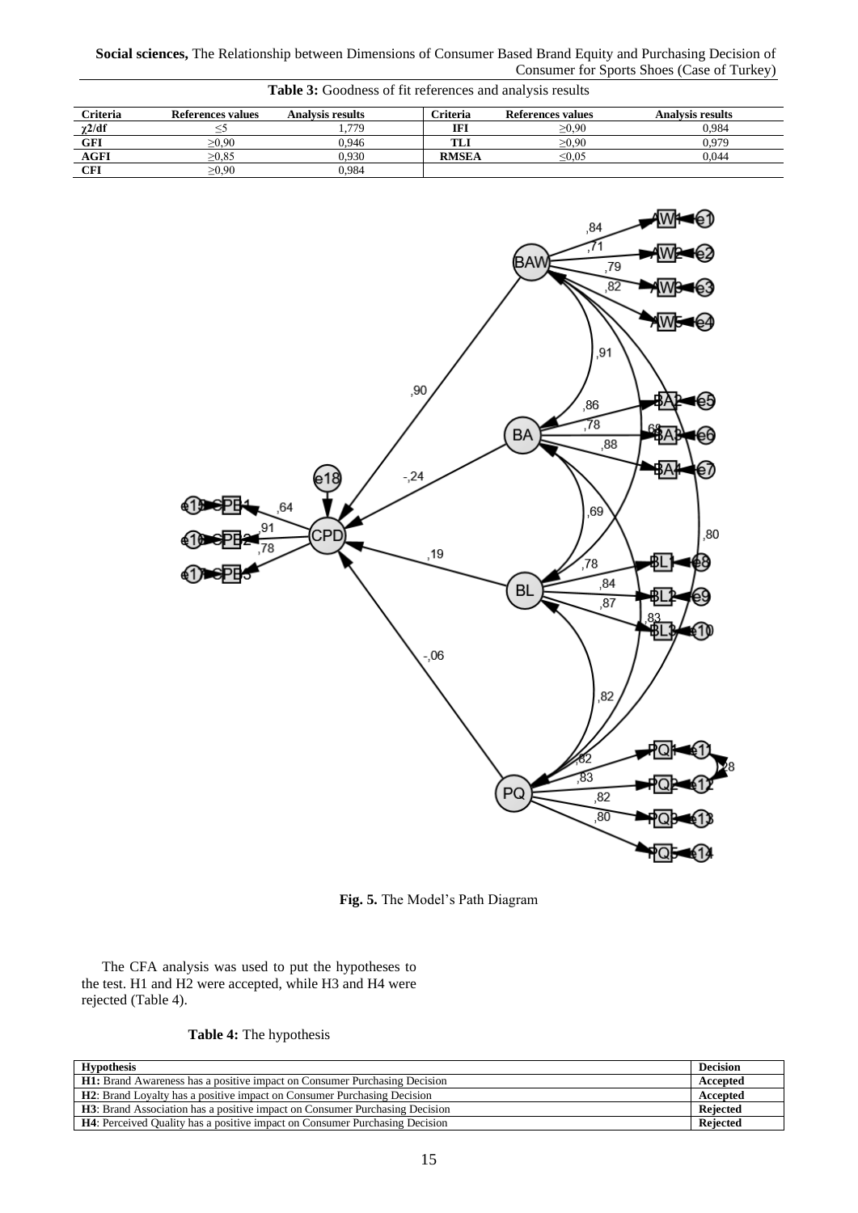**Table 3:** Goodness of fit references and analysis results

| Criteria | References values | Analysis results | Criteria | References values | Analysis results |
|---|---|---|---|---|---|
| $\chi 2/df$ | ≤5 | 1,779 | IFI | ≥0,90 | 0,984 |
| GFI | ≥0,90 | 0,946 | TLI | ≥0,90 | 0,979 |
| AGFI | ≥0,85 | 0,930 | RMSEA | ≤0,05 | 0,044 |
| CFI | ≥0,90 | 0,984 | | | |

**Fig. 5.** The Model's Path Diagram

The CFA analysis was used to put the hypotheses to the test. H1 and H2 were accepted, while H3 and H4 were rejected (Table 4).

**Table 4:** The hypothesis

| Hypothesis | Decision |
|---|---|
| **H1:** Brand Awareness has a positive impact on Consumer Purchasing Decision | **Accepted** |
| **H2**: Brand Loyalty has a positive impact on Consumer Purchasing Decision | **Accepted** |
| **H3**: Brand Association has a positive impact on Consumer Purchasing Decision | **Rejected** |
| **H4**: Perceived Quality has a positive impact on Consumer Purchasing Decision | **Rejected** |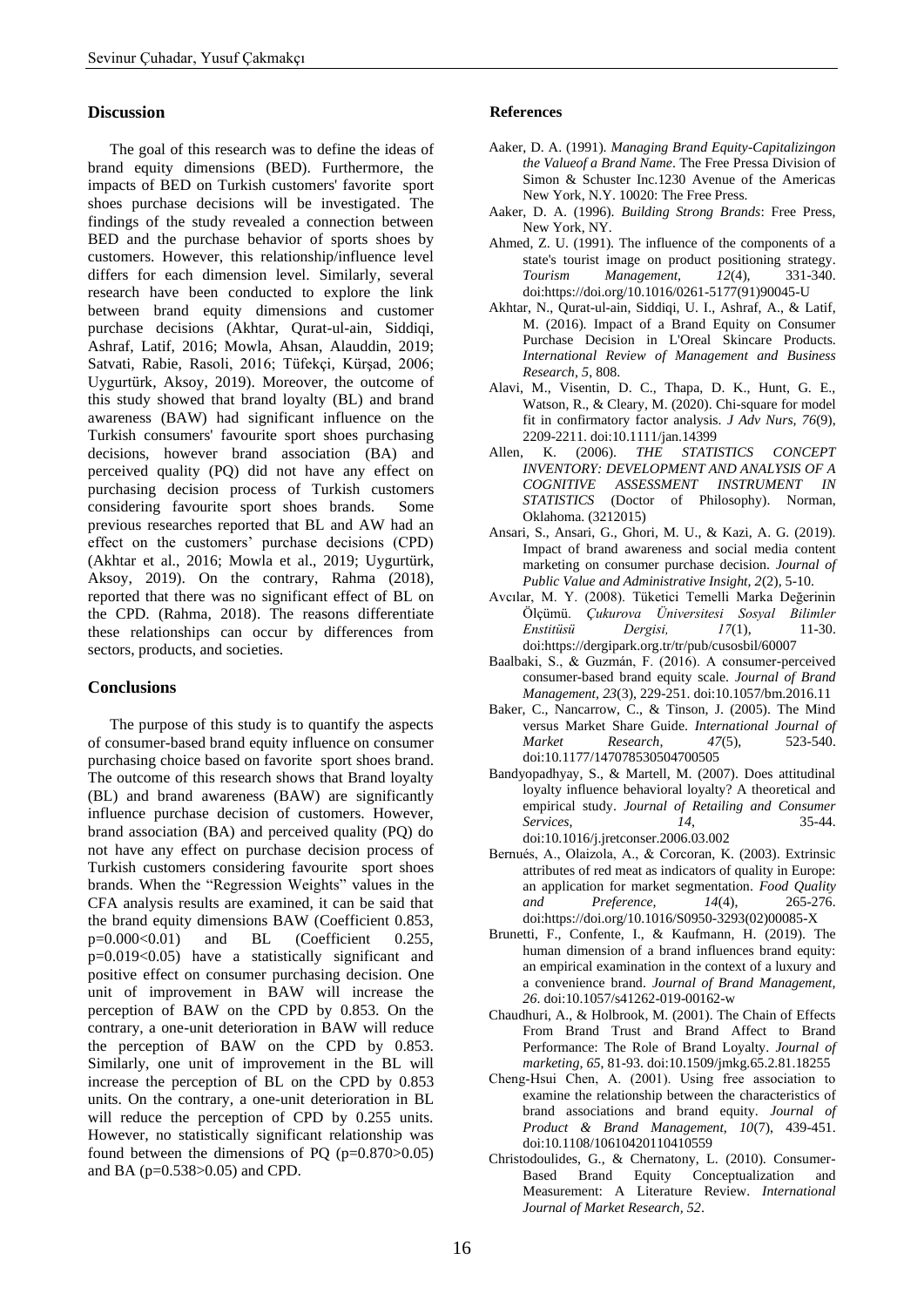## Discussion

The goal of this research was to define the ideas of brand equity dimensions (BED). Furthermore, the impacts of BED on Turkish customers' favorite sport shoes purchase decisions will be investigated. The findings of the study revealed a connection between BED and the purchase behavior of sports shoes by customers. However, this relationship/influence level differs for each dimension level. Similarly, several research have been conducted to explore the link between brand equity dimensions and customer purchase decisions (Akhtar, Qurat-ul-ain, Siddiqi, Ashraf, Latif, 2016; Mowla, Ahsan, Alauddin, 2019; Satvati, Rabie, Rasoli, 2016; Tüfekçi, Kürşad, 2006; Uygurtürk, Aksoy, 2019). Moreover, the outcome of this study showed that brand loyalty (BL) and brand awareness (BAW) had significant influence on the Turkish consumers' favourite sport shoes purchasing decisions, however brand association (BA) and perceived quality (PQ) did not have any effect on purchasing decision process of Turkish customers considering favourite sport shoes brands. Some previous researches reported that BL and AW had an effect on the customers' purchase decisions (CPD) (Akhtar et al., 2016; Mowla et al., 2019; Uygurtürk, Aksoy, 2019). On the contrary, Rahma (2018), reported that there was no significant effect of BL on the CPD. (Rahma, 2018). The reasons differentiate these relationships can occur by differences from sectors, products, and societies.

## Conclusions

The purpose of this study is to quantify the aspects of consumer-based brand equity influence on consumer purchasing choice based on favorite sport shoes brand. The outcome of this research shows that Brand loyalty (BL) and brand awareness (BAW) are significantly influence purchase decision of customers. However, brand association (BA) and perceived quality (PQ) do not have any effect on purchase decision process of Turkish customers considering favourite sport shoes brands. When the "Regression Weights" values in the CFA analysis results are examined, it can be said that the brand equity dimensions BAW (Coefficient 0.853, $p=0.000<0.01$) and BL (Coefficient 0.255, $p=0.019<0.05$) have a statistically significant and positive effect on consumer purchasing decision. One unit of improvement in BAW will increase the perception of BAW on the CPD by 0.853. On the contrary, a one-unit deterioration in BAW will reduce the perception of BAW on the CPD by 0.853. Similarly, one unit of improvement in the BL will increase the perception of BL on the CPD by 0.853 units. On the contrary, a one-unit deterioration in BL will reduce the perception of CPD by 0.255 units. However, no statistically significant relationship was found between the dimensions of PQ ($p=0.870>0.05$) and BA ($p=0.538>0.05$) and CPD.

## References

Aaker, D. A. (1991). *Managing Brand Equity-Capitalizingon the Valueof a Brand Name*. The Free Pressa Division of Simon & Schuster Inc.1230 Avenue of the Americas New York, N.Y. 10020: The Free Press.

Aaker, D. A. (1996). *Building Strong Brands*: Free Press, New York, NY.

Ahmed, Z. U. (1991). The influence of the components of a state's tourist image on product positioning strategy. *Tourism Management, 12*(4), 331-340. doi:https://doi.org/10.1016/0261-5177(91)90045-U

Akhtar, N., Qurat-ul-ain, Siddiqi, U. I., Ashraf, A., & Latif, M. (2016). Impact of a Brand Equity on Consumer Purchase Decision in L'Oreal Skincare Products. *International Review of Management and Business Research, 5*, 808.

Alavi, M., Visentin, D. C., Thapa, D. K., Hunt, G. E., Watson, R., & Cleary, M. (2020). Chi-square for model fit in confirmatory factor analysis. *J Adv Nurs, 76*(9), 2209-2211. doi:10.1111/jan.14399

Allen, K. (2006). *THE STATISTICS CONCEPT INVENTORY: DEVELOPMENT AND ANALYSIS OF A COGNITIVE ASSESSMENT INSTRUMENT IN STATISTICS* (Doctor of Philosophy). Norman, Oklahoma. (3212015)

Ansari, S., Ansari, G., Ghori, M. U., & Kazi, A. G. (2019). Impact of brand awareness and social media content marketing on consumer purchase decision. *Journal of Public Value and Administrative Insight, 2*(2), 5-10.

Avcılar, M. Y. (2008). Tüketici Temelli Marka Değerinin Ölçümü. *Çukurova Üniversitesi Sosyal Bilimler Enstitüsü Dergisi, 17*(1), 11-30. doi:https://dergipark.org.tr/tr/pub/cusosbil/60007

Baalbaki, S., & Guzmán, F. (2016). A consumer-perceived consumer-based brand equity scale. *Journal of Brand Management, 23*(3), 229-251. doi:10.1057/bm.2016.11

Baker, C., Nancarrow, C., & Tinson, J. (2005). The Mind versus Market Share Guide. *International Journal of Market Research, 47*(5), 523-540. doi:10.1177/147078530504700505

Bandyopadhyay, S., & Martell, M. (2007). Does attitudinal loyalty influence behavioral loyalty? A theoretical and empirical study. *Journal of Retailing and Consumer Services, 14*, 35-44. doi:10.1016/j.jretconser.2006.03.002

Bernués, A., Olaizola, A., & Corcoran, K. (2003). Extrinsic attributes of red meat as indicators of quality in Europe: an application for market segmentation. *Food Quality and Preference, 14*(4), 265-276. doi:https://doi.org/10.1016/S0950-3293(02)00085-X

Brunetti, F., Confente, I., & Kaufmann, H. (2019). The human dimension of a brand influences brand equity: an empirical examination in the context of a luxury and a convenience brand. *Journal of Brand Management, 26*. doi:10.1057/s41262-019-00162-w

Chaudhuri, A., & Holbrook, M. (2001). The Chain of Effects From Brand Trust and Brand Affect to Brand Performance: The Role of Brand Loyalty. *Journal of marketing, 65*, 81-93. doi:10.1509/jmkg.65.2.81.18255

Cheng-Hsui Chen, A. (2001). Using free association to examine the relationship between the characteristics of brand associations and brand equity. *Journal of Product & Brand Management, 10*(7), 439-451. doi:10.1108/10610420110410559

Christodoulides, G., & Chernatony, L. (2010). Consumer-Based Brand Equity Conceptualization and Measurement: A Literature Review. *International Journal of Market Research, 52*.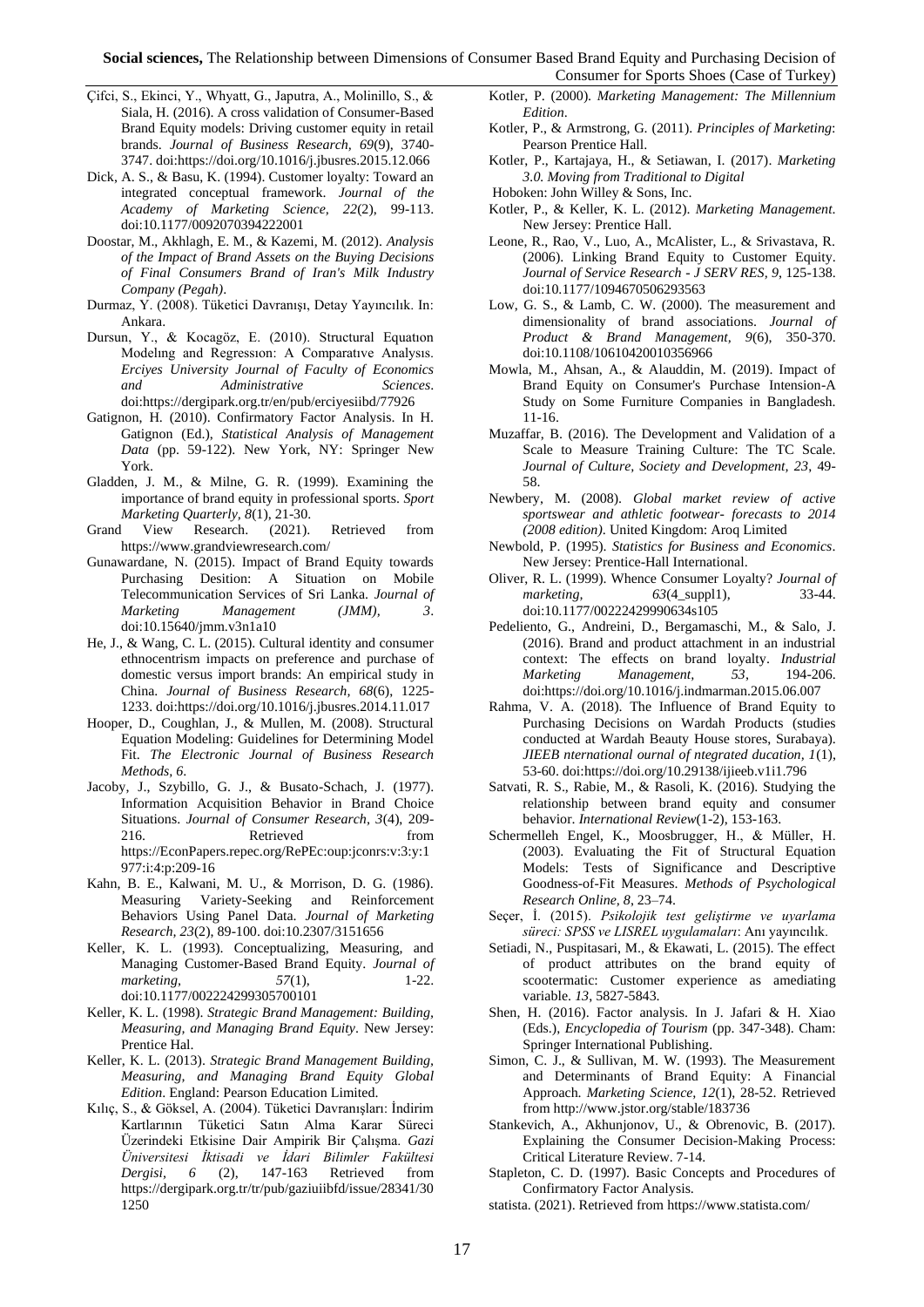Çifci, S., Ekinci, Y., Whyatt, G., Japutra, A., Molinillo, S., & Siala, H. (2016). A cross validation of Consumer-Based Brand Equity models: Driving customer equity in retail brands. *Journal of Business Research, 69*(9), 3740-3747. doi:https://doi.org/10.1016/j.jbusres.2015.12.066

Dick, A. S., & Basu, K. (1994). Customer loyalty: Toward an integrated conceptual framework. *Journal of the Academy of Marketing Science, 22*(2), 99-113. doi:10.1177/0092070394222001

Doostar, M., Akhlagh, E. M., & Kazemi, M. (2012). *Analysis of the Impact of Brand Assets on the Buying Decisions of Final Consumers Brand of Iran's Milk Industry Company (Pegah)*.

Durmaz, Y. (2008). Tüketici Davranışı, Detay Yayıncılık. In: Ankara.

Dursun, Y., & Kocagöz, E. (2010). Structural Equatıon Modelıng and Regressıon: A Comparatıve Analysıs. *Erciyes University Journal of Faculty of Economics and Administrative Sciences*. doi:https://dergipark.org.tr/en/pub/erciyesiibd/77926

Gatignon, H. (2010). Confirmatory Factor Analysis. In H. Gatignon (Ed.), *Statistical Analysis of Management Data* (pp. 59-122). New York, NY: Springer New York.

Gladden, J. M., & Milne, G. R. (1999). Examining the importance of brand equity in professional sports. *Sport Marketing Quarterly, 8*(1), 21-30.

Grand View Research. (2021). Retrieved from https://www.grandviewresearch.com/

Gunawardane, N. (2015). Impact of Brand Equity towards Purchasing Desition: A Situation on Mobile Telecommunication Services of Sri Lanka. *Journal of Marketing Management (JMM), 3*. doi:10.15640/jmm.v3n1a10

He, J., & Wang, C. L. (2015). Cultural identity and consumer ethnocentrism impacts on preference and purchase of domestic versus import brands: An empirical study in China. *Journal of Business Research, 68*(6), 1225-1233. doi:https://doi.org/10.1016/j.jbusres.2014.11.017

Hooper, D., Coughlan, J., & Mullen, M. (2008). Structural Equation Modeling: Guidelines for Determining Model Fit. *The Electronic Journal of Business Research Methods, 6*.

Jacoby, J., Szybillo, G. J., & Busato-Schach, J. (1977). Information Acquisition Behavior in Brand Choice Situations. *Journal of Consumer Research, 3*(4), 209-216. Retrieved from https://EconPapers.repec.org/RePEc:oup:jconrs:v:3:y:1977:i:4:p:209-16

Kahn, B. E., Kalwani, M. U., & Morrison, D. G. (1986). Measuring Variety-Seeking and Reinforcement Behaviors Using Panel Data. *Journal of Marketing Research, 23*(2), 89-100. doi:10.2307/3151656

Keller, K. L. (1993). Conceptualizing, Measuring, and Managing Customer-Based Brand Equity. *Journal of marketing, 57*(1), 1-22. doi:10.1177/002224299305700101

Keller, K. L. (1998). *Strategic Brand Management: Building, Measuring, and Managing Brand Equity*. New Jersey: Prentice Hal.

Keller, K. L. (2013). *Strategic Brand Management Building, Measuring, and Managing Brand Equity Global Edition*. England: Pearson Education Limited.

Kılıç, S., & Göksel, A. (2004). Tüketici Davranışları: İndirim Kartlarının Tüketici Satın Alma Karar Süreci Üzerindeki Etkisine Dair Ampirik Bir Çalışma. *Gazi Üniversitesi İktisadi ve İdari Bilimler Fakültesi Dergisi, 6* (2), 147-163 Retrieved from https://dergipark.org.tr/tr/pub/gaziuiibfd/issue/28341/301250

Kotler, P. (2000). *Marketing Management: The Millennium Edition*.

Kotler, P., & Armstrong, G. (2011). *Principles of Marketing*: Pearson Prentice Hall.

Kotler, P., Kartajaya, H., & Setiawan, I. (2017). *Marketing 3.0. Moving from Traditional to Digital*

Hoboken: John Willey & Sons, Inc.

Kotler, P., & Keller, K. L. (2012). *Marketing Management*. New Jersey: Prentice Hall.

Leone, R., Rao, V., Luo, A., McAlister, L., & Srivastava, R. (2006). Linking Brand Equity to Customer Equity. *Journal of Service Research - J SERV RES, 9*, 125-138. doi:10.1177/1094670506293563

Low, G. S., & Lamb, C. W. (2000). The measurement and dimensionality of brand associations. *Journal of Product & Brand Management, 9*(6), 350-370. doi:10.1108/10610420010356966

Mowla, M., Ahsan, A., & Alauddin, M. (2019). Impact of Brand Equity on Consumer's Purchase Intension-A Study on Some Furniture Companies in Bangladesh. 11-16.

Muzaffar, B. (2016). The Development and Validation of a Scale to Measure Training Culture: The TC Scale. *Journal of Culture, Society and Development, 23*, 49-58.

Newbery, M. (2008). *Global market review of active sportswear and athletic footwear- forecasts to 2014 (2008 edition)*. United Kingdom: Aroq Limited

Newbold, P. (1995). *Statistics for Business and Economics*. New Jersey: Prentice-Hall International.

Oliver, R. L. (1999). Whence Consumer Loyalty? *Journal of marketing, 63*(4_suppl1), 33-44. doi:10.1177/00222429990634s105

Pedeliento, G., Andreini, D., Bergamaschi, M., & Salo, J. (2016). Brand and product attachment in an industrial context: The effects on brand loyalty. *Industrial Marketing Management, 53*, 194-206. doi:https://doi.org/10.1016/j.indmarman.2015.06.007

Rahma, V. A. (2018). The Influence of Brand Equity to Purchasing Decisions on Wardah Products (studies conducted at Wardah Beauty House stores, Surabaya). *JIEEB nternational ournal of ntegrated ducation, 1*(1), 53-60. doi:https://doi.org/10.29138/ijieeb.v1i1.796

Satvati, R. S., Rabie, M., & Rasoli, K. (2016). Studying the relationship between brand equity and consumer behavior. *International Review*(1-2), 153-163.

Schermelleh Engel, K., Moosbrugger, H., & Müller, H. (2003). Evaluating the Fit of Structural Equation Models: Tests of Significance and Descriptive Goodness-of-Fit Measures. *Methods of Psychological Research Online, 8*, 23–74.

Seçer, İ. (2015). *Psikolojik test geliştirme ve uyarlama süreci: SPSS ve LISREL uygulamaları*: Anı yayıncılık.

Setiadi, N., Puspitasari, M., & Ekawati, L. (2015). The effect of product attributes on the brand equity of scootermatic: Customer experience as amediating variable. *13*, 5827-5843.

Shen, H. (2016). Factor analysis. In J. Jafari & H. Xiao (Eds.), *Encyclopedia of Tourism* (pp. 347-348). Cham: Springer International Publishing.

Simon, C. J., & Sullivan, M. W. (1993). The Measurement and Determinants of Brand Equity: A Financial Approach. *Marketing Science, 12*(1), 28-52. Retrieved from http://www.jstor.org/stable/183736

Stankevich, A., Akhunjonov, U., & Obrenovic, B. (2017). Explaining the Consumer Decision-Making Process: Critical Literature Review. 7-14.

Stapleton, C. D. (1997). Basic Concepts and Procedures of Confirmatory Factor Analysis.

statista. (2021). Retrieved from https://www.statista.com/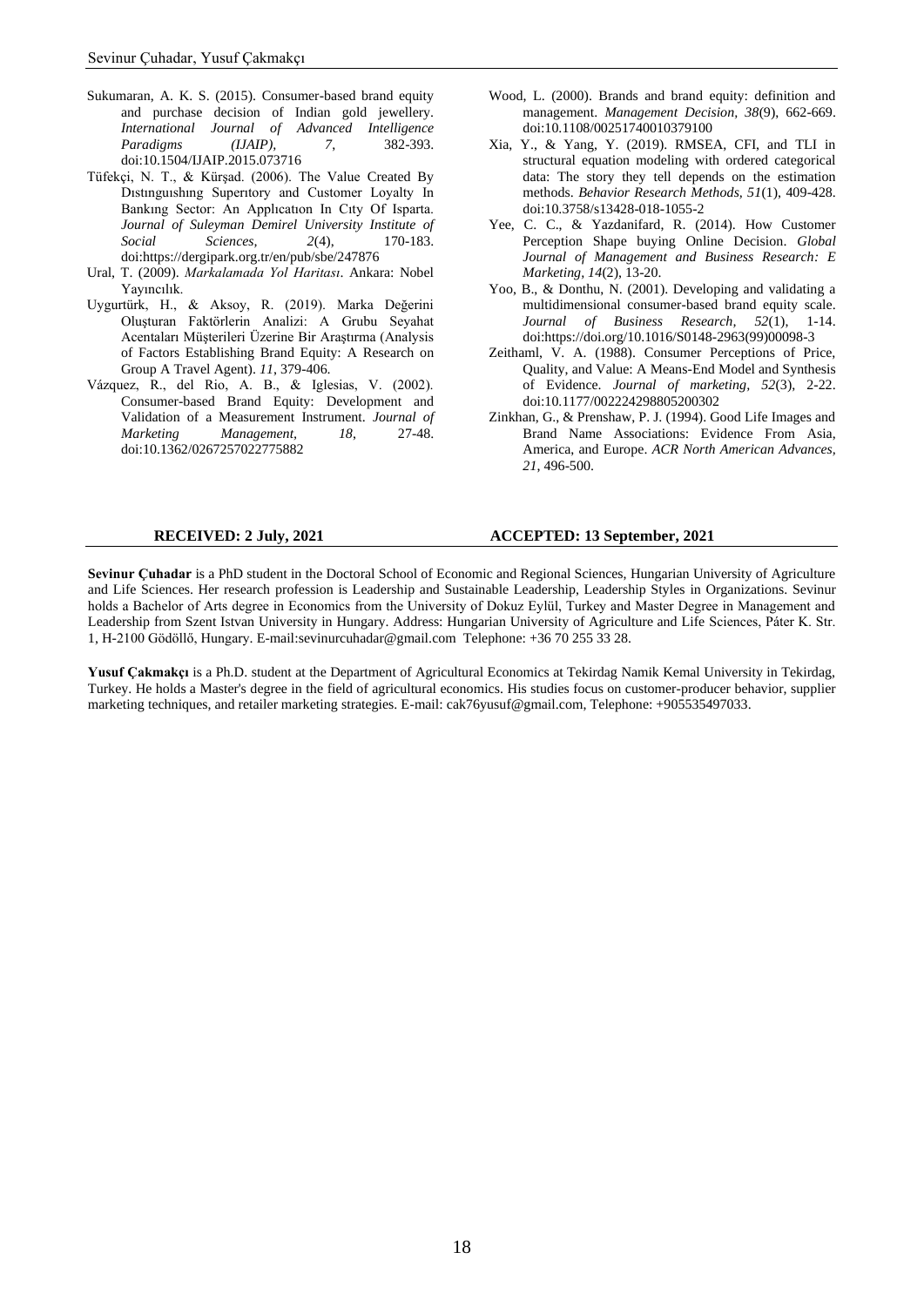Sukumaran, A. K. S. (2015). Consumer-based brand equity and purchase decision of Indian gold jewellery. *International Journal of Advanced Intelligence Paradigms (IJAIP)*, *7*, 382-393. doi:10.1504/IJAIP.2015.073716

Tüfekçi, N. T., & Kürşad. (2006). The Value Created By Dıstınguıshıng Superıtory and Customer Loyalty In Bankıng Sector: An Applıcatıon In Cıty Of Isparta. *Journal of Suleyman Demirel University Institute of Social Sciences*, *2*(4), 170-183. doi:https://dergipark.org.tr/en/pub/sbe/247876

Ural, T. (2009). *Markalamada Yol Haritası*. Ankara: Nobel Yayıncılık.

Uygurtürk, H., & Aksoy, R. (2019). Marka Değerini Oluşturan Faktörlerin Analizi: A Grubu Seyahat Acentaları Müşterileri Üzerine Bir Araştırma (Analysis of Factors Establishing Brand Equity: A Research on Group A Travel Agent). *11*, 379-406.

Vázquez, R., del Rio, A. B., & Iglesias, V. (2002). Consumer-based Brand Equity: Development and Validation of a Measurement Instrument. *Journal of Marketing Management*, *18*, 27-48. doi:10.1362/0267257022775882

Wood, L. (2000). Brands and brand equity: definition and management. *Management Decision*, *38*(9), 662-669. doi:10.1108/00251740010379100

Xia, Y., & Yang, Y. (2019). RMSEA, CFI, and TLI in structural equation modeling with ordered categorical data: The story they tell depends on the estimation methods. *Behavior Research Methods*, *51*(1), 409-428. doi:10.3758/s13428-018-1055-2

Yee, C. C., & Yazdanifard, R. (2014). How Customer Perception Shape buying Online Decision. *Global Journal of Management and Business Research: E Marketing*, *14*(2), 13-20.

Yoo, B., & Donthu, N. (2001). Developing and validating a multidimensional consumer-based brand equity scale. *Journal of Business Research*, *52*(1), 1-14. doi:https://doi.org/10.1016/S0148-2963(99)00098-3

Zeithaml, V. A. (1988). Consumer Perceptions of Price, Quality, and Value: A Means-End Model and Synthesis of Evidence. *Journal of marketing*, *52*(3), 2-22. doi:10.1177/002224298805200302

Zinkhan, G., & Prenshaw, P. J. (1994). Good Life Images and Brand Name Associations: Evidence From Asia, America, and Europe. *ACR North American Advances*, *21*, 496-500.

**RECEIVED: 2 July, 2021** **ACCEPTED: 13 September, 2021**

**Sevinur Çuhadar** is a PhD student in the Doctoral School of Economic and Regional Sciences, Hungarian University of Agriculture and Life Sciences. Her research profession is Leadership and Sustainable Leadership, Leadership Styles in Organizations. Sevinur holds a Bachelor of Arts degree in Economics from the University of Dokuz Eylül, Turkey and Master Degree in Management and Leadership from Szent Istvan University in Hungary. Address: Hungarian University of Agriculture and Life Sciences, Páter K. Str. 1, H-2100 Gödöllő, Hungary. E-mail:sevinurcuhadar@gmail.com Telephone: +36 70 255 33 28.

**Yusuf Çakmakçı** is a Ph.D. student at the Department of Agricultural Economics at Tekirdag Namik Kemal University in Tekirdag, Turkey. He holds a Master's degree in the field of agricultural economics. His studies focus on customer-producer behavior, supplier marketing techniques, and retailer marketing strategies. E-mail: cak76yusuf@gmail.com, Telephone: +905535497033.